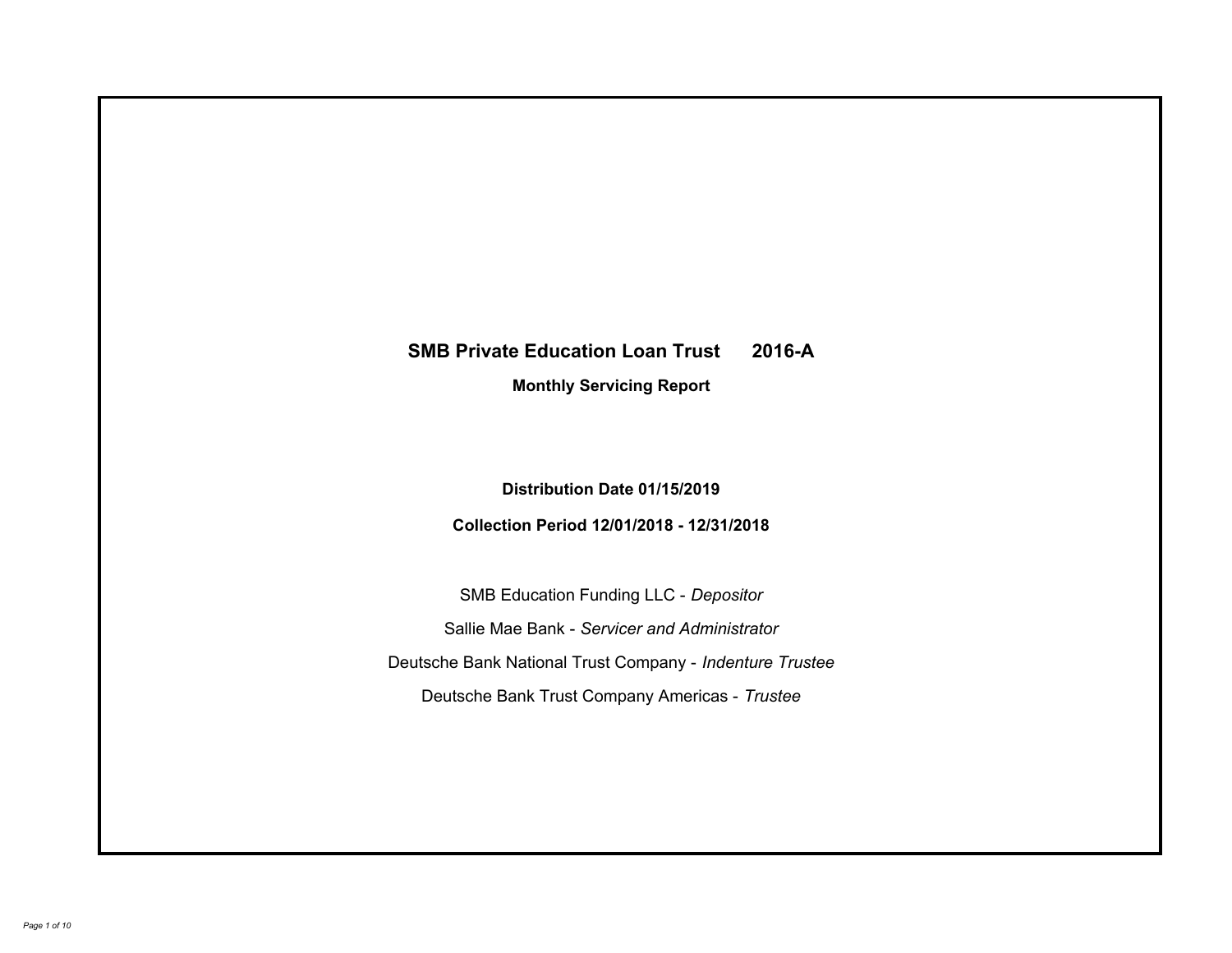# SMB Private Education Loan Trust 2016-A

## Monthly Servicing Report

**Distribution Date 01/15/2019**

**Collection Period 12/01/2018 - 12/31/2018**

SMB Education Funding LLC - *Depositor*

Sallie Mae Bank - *Servicer and Administrator*

Deutsche Bank National Trust Company - *Indenture Trustee*

Deutsche Bank Trust Company Americas - *Trustee*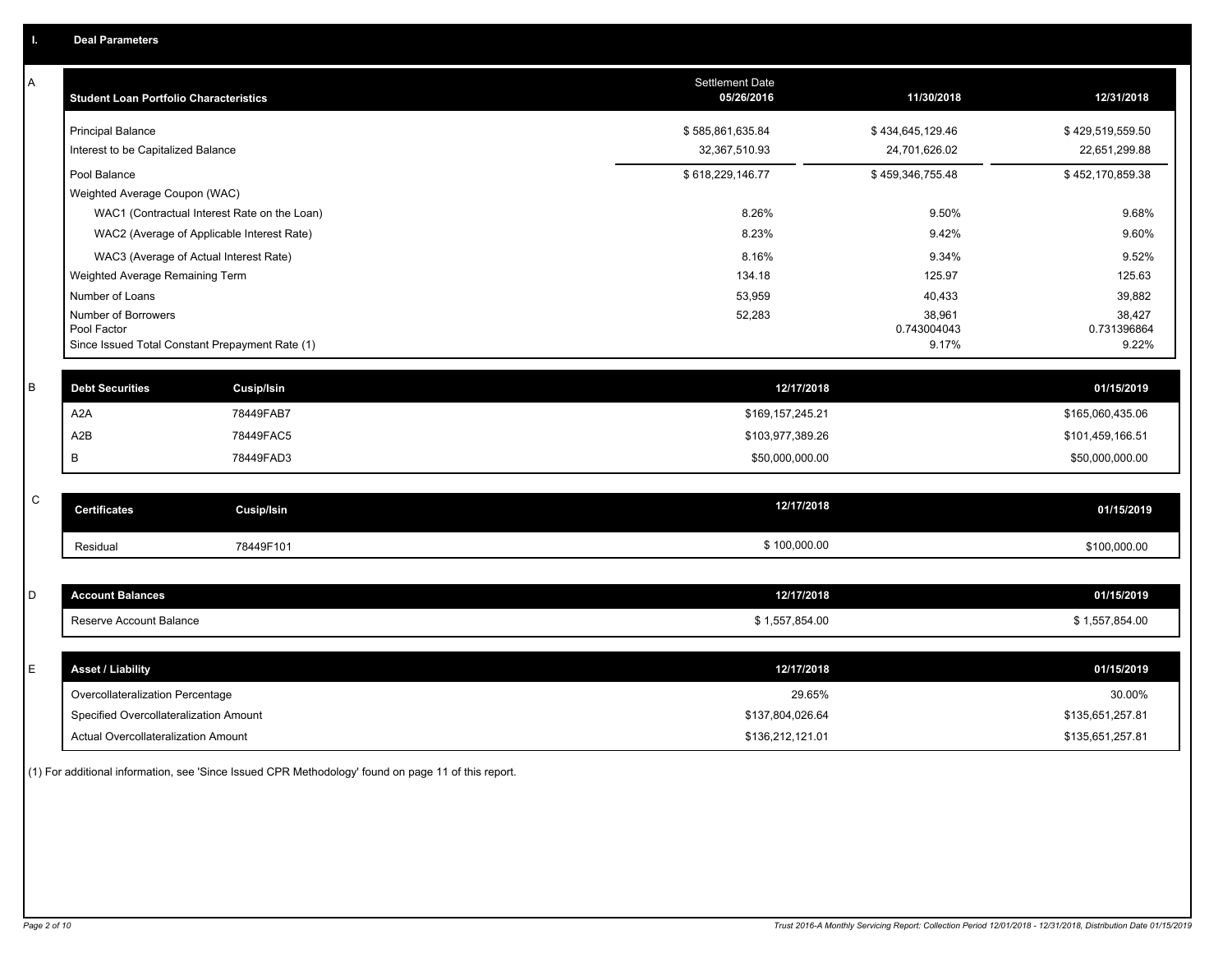## I. Deal Parameters

### A

| Student Loan Portfolio Characteristics | Settlement Date 05/26/2016 | 11/30/2018 | 12/31/2018 |
|---|---|---|---|
| Principal Balance | $ 585,861,635.84 | $ 434,645,129.46 | $ 429,519,559.50 |
| Interest to be Capitalized Balance | 32,367,510.93 | 24,701,626.02 | 22,651,299.88 |
| Pool Balance | $ 618,229,146.77 | $ 459,346,755.48 | $ 452,170,859.38 |
| Weighted Average Coupon (WAC) | | | |
| WAC1 (Contractual Interest Rate on the Loan) | 8.26% | 9.50% | 9.68% |
| WAC2 (Average of Applicable Interest Rate) | 8.23% | 9.42% | 9.60% |
| WAC3 (Average of Actual Interest Rate) | 8.16% | 9.34% | 9.52% |
| Weighted Average Remaining Term | 134.18 | 125.97 | 125.63 |
| Number of Loans | 53,959 | 40,433 | 39,882 |
| Number of Borrowers | 52,283 | 38,961 | 38,427 |
| Pool Factor | | 0.743004043 | 0.731396864 |
| Since Issued Total Constant Prepayment Rate (1) | | 9.17% | 9.22% |

### B

| Debt Securities | Cusip/Isin | 12/17/2018 | 01/15/2019 |
|---|---|---|---|
| A2A | 78449FAB7 | $169,157,245.21 | $165,060,435.06 |
| A2B | 78449FAC5 | $103,977,389.26 | $101,459,166.51 |
| B | 78449FAD3 | $50,000,000.00 | $50,000,000.00 |

### C

| Certificates | Cusip/Isin | 12/17/2018 | 01/15/2019 |
|---|---|---|---|
| Residual | 78449F101 | $ 100,000.00 | $100,000.00 |

### D

| Account Balances | 12/17/2018 | 01/15/2019 |
|---|---|---|
| Reserve Account Balance | $ 1,557,854.00 | $ 1,557,854.00 |

### E

| Asset / Liability | 12/17/2018 | 01/15/2019 |
|---|---|---|
| Overcollateralization Percentage | 29.65% | 30.00% |
| Specified Overcollateralization Amount | $137,804,026.64 | $135,651,257.81 |
| Actual Overcollateralization Amount | $136,212,121.01 | $135,651,257.81 |

(1) For additional information, see 'Since Issued CPR Methodology' found on page 11 of this report.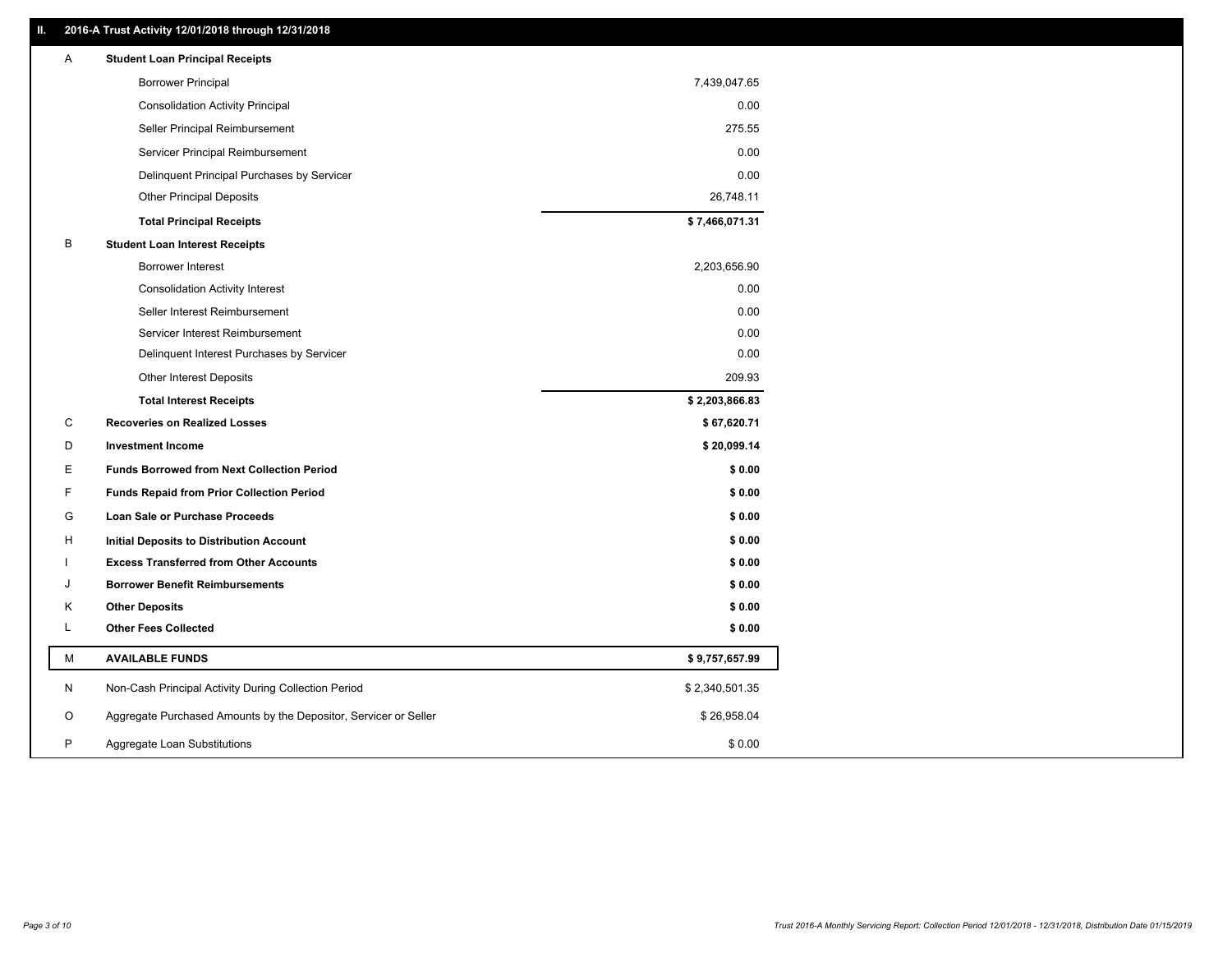## II. 2016-A Trust Activity 12/01/2018 through 12/31/2018

| | | |
|---|---|---|
| A | **Student Loan Principal Receipts** | |
| | Borrower Principal | 7,439,047.65 |
| | Consolidation Activity Principal | 0.00 |
| | Seller Principal Reimbursement | 275.55 |
| | Servicer Principal Reimbursement | 0.00 |
| | Delinquent Principal Purchases by Servicer | 0.00 |
| | Other Principal Deposits | 26,748.11 |
| | **Total Principal Receipts** | **$ 7,466,071.31** |
| B | **Student Loan Interest Receipts** | |
| | Borrower Interest | 2,203,656.90 |
| | Consolidation Activity Interest | 0.00 |
| | Seller Interest Reimbursement | 0.00 |
| | Servicer Interest Reimbursement | 0.00 |
| | Delinquent Interest Purchases by Servicer | 0.00 |
| | Other Interest Deposits | 209.93 |
| | **Total Interest Receipts** | **$ 2,203,866.83** |
| C | **Recoveries on Realized Losses** | **$ 67,620.71** |
| D | **Investment Income** | **$ 20,099.14** |
| E | **Funds Borrowed from Next Collection Period** | **$ 0.00** |
| F | **Funds Repaid from Prior Collection Period** | **$ 0.00** |
| G | **Loan Sale or Purchase Proceeds** | **$ 0.00** |
| H | **Initial Deposits to Distribution Account** | **$ 0.00** |
| I | **Excess Transferred from Other Accounts** | **$ 0.00** |
| J | **Borrower Benefit Reimbursements** | **$ 0.00** |
| K | **Other Deposits** | **$ 0.00** |
| L | **Other Fees Collected** | **$ 0.00** |
| M | **AVAILABLE FUNDS** | **$ 9,757,657.99** |
| N | Non-Cash Principal Activity During Collection Period | $ 2,340,501.35 |
| O | Aggregate Purchased Amounts by the Depositor, Servicer or Seller | $ 26,958.04 |
| P | Aggregate Loan Substitutions | $ 0.00 |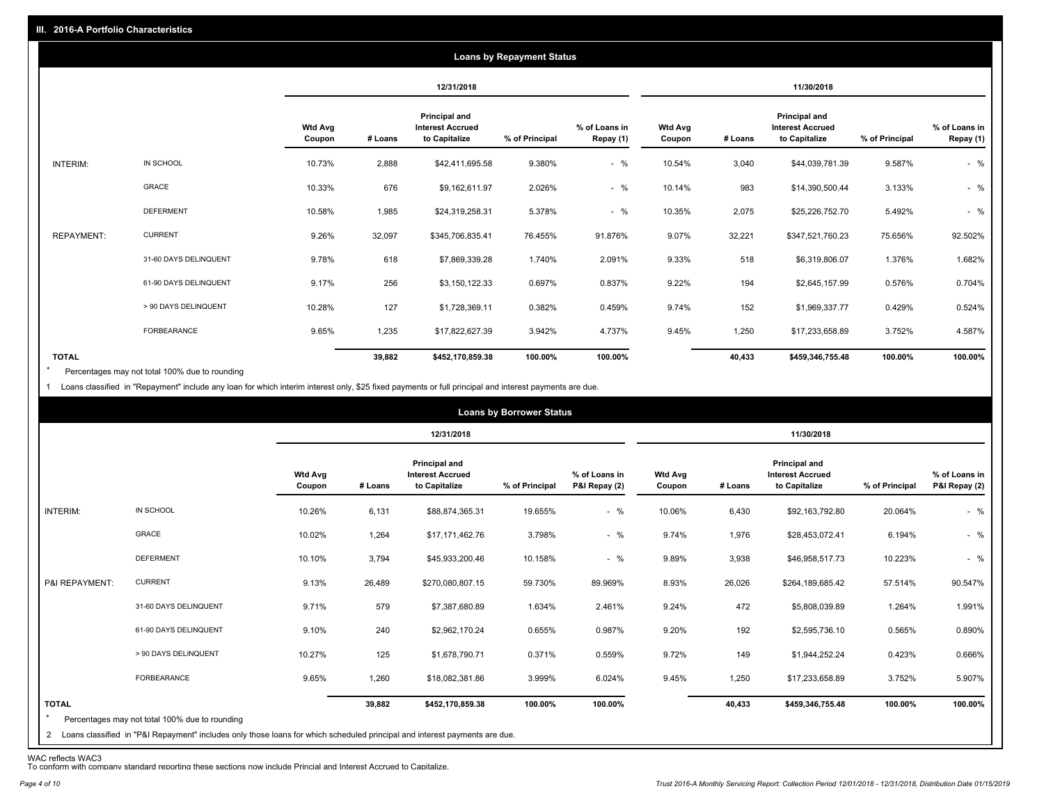## III. 2016-A Portfolio Characteristics

### Loans by Repayment Status

| | | 12/31/2018 | | | | | 11/30/2018 | | | | |
|---|---|---|---|---|---|---|---|---|---|---|---|
| | | Wtd Avg Coupon | # Loans | Principal and Interest Accrued to Capitalize | % of Principal | % of Loans in Repay (1) | Wtd Avg Coupon | # Loans | Principal and Interest Accrued to Capitalize | % of Principal | % of Loans in Repay (1) |
| INTERIM: | IN SCHOOL | 10.73% | 2,888 | $42,411,695.58 | 9.380% | - % | 10.54% | 3,040 | $44,039,781.39 | 9.587% | - % |
| | GRACE | 10.33% | 676 | $9,162,611.97 | 2.026% | - % | 10.14% | 983 | $14,390,500.44 | 3.133% | - % |
| | DEFERMENT | 10.58% | 1,985 | $24,319,258.31 | 5.378% | - % | 10.35% | 2,075 | $25,226,752.70 | 5.492% | - % |
| REPAYMENT: | CURRENT | 9.26% | 32,097 | $345,706,835.41 | 76.455% | 91.876% | 9.07% | 32,221 | $347,521,760.23 | 75.656% | 92.502% |
| | 31-60 DAYS DELINQUENT | 9.78% | 618 | $7,869,339.28 | 1.740% | 2.091% | 9.33% | 518 | $6,319,806.07 | 1.376% | 1.682% |
| | 61-90 DAYS DELINQUENT | 9.17% | 256 | $3,150,122.33 | 0.697% | 0.837% | 9.22% | 194 | $2,645,157.99 | 0.576% | 0.704% |
| | > 90 DAYS DELINQUENT | 10.28% | 127 | $1,728,369.11 | 0.382% | 0.459% | 9.74% | 152 | $1,969,337.77 | 0.429% | 0.524% |
| | FORBEARANCE | 9.65% | 1,235 | $17,822,627.39 | 3.942% | 4.737% | 9.45% | 1,250 | $17,233,658.89 | 3.752% | 4.587% |
| **TOTAL** | | | **39,882** | **$452,170,859.38** | **100.00%** | **100.00%** | | **40,433** | **$459,346,755.48** | **100.00%** | **100.00%** |

\* Percentages may not total 100% due to rounding

1 Loans classified in "Repayment" include any loan for which interim interest only, $25 fixed payments or full principal and interest payments are due.

### Loans by Borrower Status

| | | 12/31/2018 | | | | | 11/30/2018 | | | | |
|---|---|---|---|---|---|---|---|---|---|---|---|
| | | Wtd Avg Coupon | # Loans | Principal and Interest Accrued to Capitalize | % of Principal | % of Loans in P&I Repay (2) | Wtd Avg Coupon | # Loans | Principal and Interest Accrued to Capitalize | % of Principal | % of Loans in P&I Repay (2) |
| INTERIM: | IN SCHOOL | 10.26% | 6,131 | $88,874,365.31 | 19.655% | - % | 10.06% | 6,430 | $92,163,792.80 | 20.064% | - % |
| | GRACE | 10.02% | 1,264 | $17,171,462.76 | 3.798% | - % | 9.74% | 1,976 | $28,453,072.41 | 6.194% | - % |
| | DEFERMENT | 10.10% | 3,794 | $45,933,200.46 | 10.158% | - % | 9.89% | 3,938 | $46,958,517.73 | 10.223% | - % |
| P&I REPAYMENT: | CURRENT | 9.13% | 26,489 | $270,080,807.15 | 59.730% | 89.969% | 8.93% | 26,026 | $264,189,685.42 | 57.514% | 90.547% |
| | 31-60 DAYS DELINQUENT | 9.71% | 579 | $7,387,680.89 | 1.634% | 2.461% | 9.24% | 472 | $5,808,039.89 | 1.264% | 1.991% |
| | 61-90 DAYS DELINQUENT | 9.10% | 240 | $2,962,170.24 | 0.655% | 0.987% | 9.20% | 192 | $2,595,736.10 | 0.565% | 0.890% |
| | > 90 DAYS DELINQUENT | 10.27% | 125 | $1,678,790.71 | 0.371% | 0.559% | 9.72% | 149 | $1,944,252.24 | 0.423% | 0.666% |
| | FORBEARANCE | 9.65% | 1,260 | $18,082,381.86 | 3.999% | 6.024% | 9.45% | 1,250 | $17,233,658.89 | 3.752% | 5.907% |
| **TOTAL** | | | **39,882** | **$452,170,859.38** | **100.00%** | **100.00%** | | **40,433** | **$459,346,755.48** | **100.00%** | **100.00%** |

\* Percentages may not total 100% due to rounding

2 Loans classified in "P&I Repayment" includes only those loans for which scheduled principal and interest payments are due.

WAC reflects WAC3

To conform with company standard reporting these sections now include Princial and Interest Accrued to Capitalize.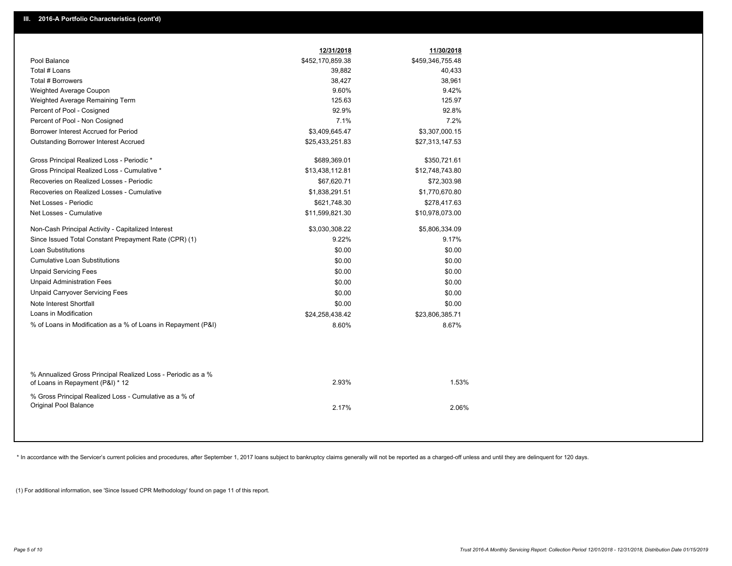## III. 2016-A Portfolio Characteristics (cont'd)

| | 12/31/2018 | 11/30/2018 |
|---|---|---|
| Pool Balance | $452,170,859.38 | $459,346,755.48 |
| Total # Loans | 39,882 | 40,433 |
| Total # Borrowers | 38,427 | 38,961 |
| Weighted Average Coupon | 9.60% | 9.42% |
| Weighted Average Remaining Term | 125.63 | 125.97 |
| Percent of Pool - Cosigned | 92.9% | 92.8% |
| Percent of Pool - Non Cosigned | 7.1% | 7.2% |
| Borrower Interest Accrued for Period | $3,409,645.47 | $3,307,000.15 |
| Outstanding Borrower Interest Accrued | $25,433,251.83 | $27,313,147.53 |
| Gross Principal Realized Loss - Periodic * | $689,369.01 | $350,721.61 |
| Gross Principal Realized Loss - Cumulative * | $13,438,112.81 | $12,748,743.80 |
| Recoveries on Realized Losses - Periodic | $67,620.71 | $72,303.98 |
| Recoveries on Realized Losses - Cumulative | $1,838,291.51 | $1,770,670.80 |
| Net Losses - Periodic | $621,748.30 | $278,417.63 |
| Net Losses - Cumulative | $11,599,821.30 | $10,978,073.00 |
| Non-Cash Principal Activity - Capitalized Interest | $3,030,308.22 | $5,806,334.09 |
| Since Issued Total Constant Prepayment Rate (CPR) (1) | 9.22% | 9.17% |
| Loan Substitutions | $0.00 | $0.00 |
| Cumulative Loan Substitutions | $0.00 | $0.00 |
| Unpaid Servicing Fees | $0.00 | $0.00 |
| Unpaid Administration Fees | $0.00 | $0.00 |
| Unpaid Carryover Servicing Fees | $0.00 | $0.00 |
| Note Interest Shortfall | $0.00 | $0.00 |
| Loans in Modification | $24,258,438.42 | $23,806,385.71 |
| % of Loans in Modification as a % of Loans in Repayment (P&I) | 8.60% | 8.67% |
| % Annualized Gross Principal Realized Loss - Periodic as a % of Loans in Repayment (P&I) * 12 | 2.93% | 1.53% |
| % Gross Principal Realized Loss - Cumulative as a % of Original Pool Balance | 2.17% | 2.06% |

* In accordance with the Servicer's current policies and procedures, after September 1, 2017 loans subject to bankruptcy claims generally will not be reported as a charged-off unless and until they are delinquent for 120 days.

(1) For additional information, see 'Since Issued CPR Methodology' found on page 11 of this report.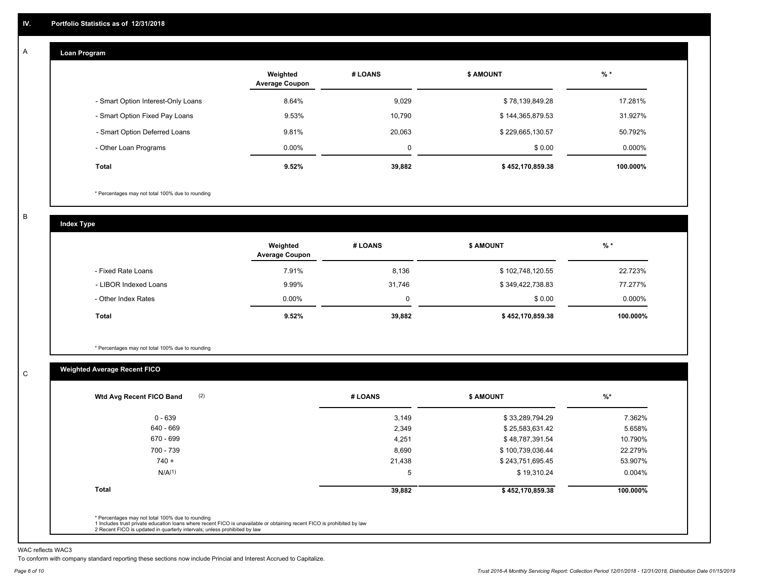## IV. Portfolio Statistics as of 12/31/2018

### A — Loan Program

| | Weighted Average Coupon | # LOANS | $ AMOUNT | % * |
|---|---|---|---|---|
| - Smart Option Interest-Only Loans | 8.64% | 9,029 | $ 78,139,849.28 | 17.281% |
| - Smart Option Fixed Pay Loans | 9.53% | 10,790 | $ 144,365,879.53 | 31.927% |
| - Smart Option Deferred Loans | 9.81% | 20,063 | $ 229,665,130.57 | 50.792% |
| - Other Loan Programs | 0.00% | 0 | $ 0.00 | 0.000% |
| **Total** | **9.52%** | **39,882** | **$ 452,170,859.38** | **100.000%** |

* Percentages may not total 100% due to rounding

### B — Index Type

| | Weighted Average Coupon | # LOANS | $ AMOUNT | % * |
|---|---|---|---|---|
| - Fixed Rate Loans | 7.91% | 8,136 | $ 102,748,120.55 | 22.723% |
| - LIBOR Indexed Loans | 9.99% | 31,746 | $ 349,422,738.83 | 77.277% |
| - Other Index Rates | 0.00% | 0 | $ 0.00 | 0.000% |
| **Total** | **9.52%** | **39,882** | **$ 452,170,859.38** | **100.000%** |

* Percentages may not total 100% due to rounding

### C — Weighted Average Recent FICO

| Wtd Avg Recent FICO Band (2) | # LOANS | $ AMOUNT | %* |
|---|---|---|---|
| 0 - 639 | 3,149 | $ 33,289,794.29 | 7.362% |
| 640 - 669 | 2,349 | $ 25,583,631.42 | 5.658% |
| 670 - 699 | 4,251 | $ 48,787,391.54 | 10.790% |
| 700 - 739 | 8,690 | $ 100,739,036.44 | 22.279% |
| 740 + | 21,438 | $ 243,751,695.45 | 53.907% |
| N/A(1) | 5 | $ 19,310.24 | 0.004% |
| **Total** | **39,882** | **$ 452,170,859.38** | **100.000%** |

* Percentages may not total 100% due to rounding
1 Includes trust private education loans where recent FICO is unavailable or obtaining recent FICO is prohibited by law
2 Recent FICO is updated in quarterly intervals; unless prohibited by law

WAC reflects WAC3

To conform with company standard reporting these sections now include Princial and Interest Accrued to Capitalize.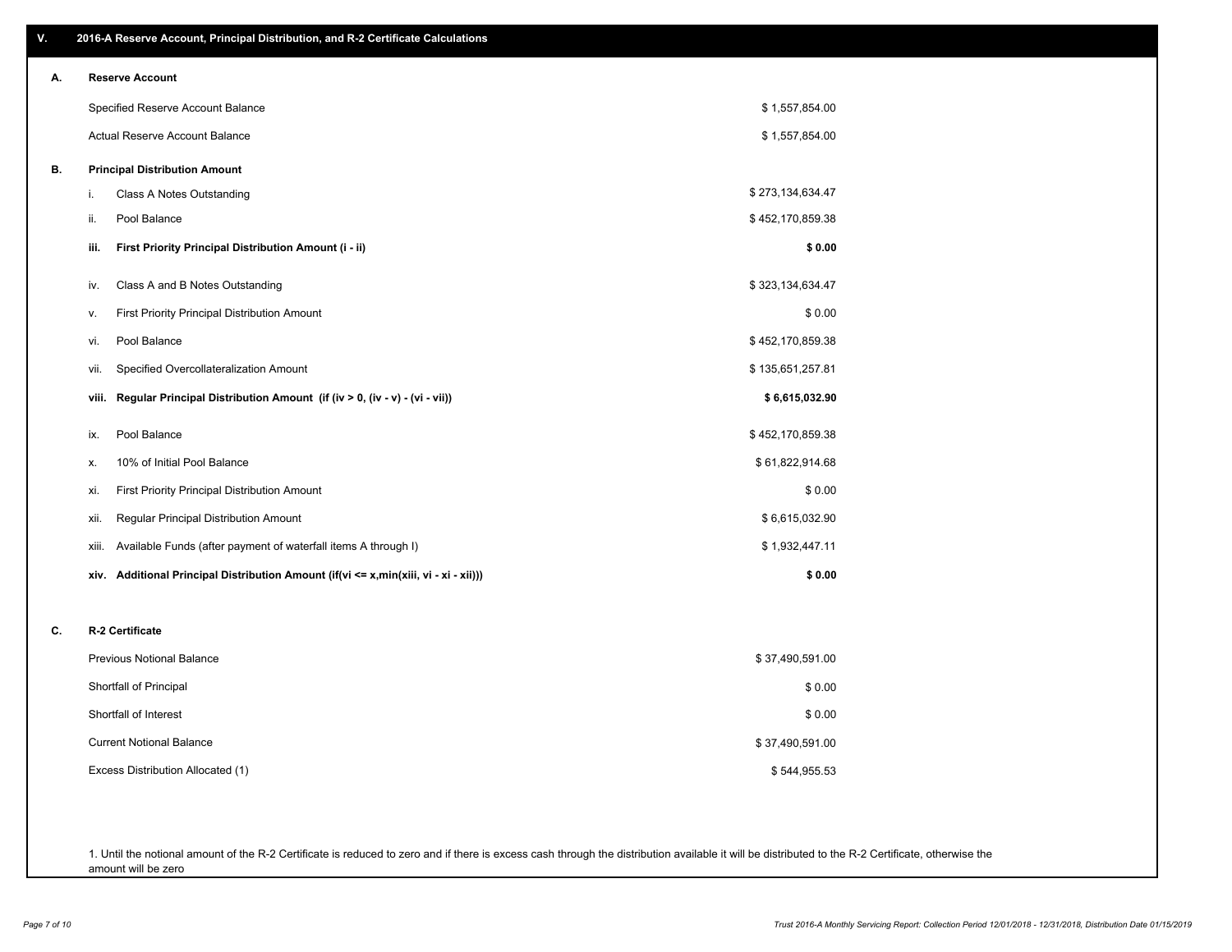## V. 2016-A Reserve Account, Principal Distribution, and R-2 Certificate Calculations

### A. Reserve Account

| | |
|---|---|
| Specified Reserve Account Balance | $ 1,557,854.00 |
| Actual Reserve Account Balance | $ 1,557,854.00 |

### B. Principal Distribution Amount

| | | |
|---|---|---|
| i. | Class A Notes Outstanding | $ 273,134,634.47 |
| ii. | Pool Balance | $ 452,170,859.38 |
| **iii.** | **First Priority Principal Distribution Amount (i - ii)** | **$ 0.00** |
| iv. | Class A and B Notes Outstanding | $ 323,134,634.47 |
| v. | First Priority Principal Distribution Amount | $ 0.00 |
| vi. | Pool Balance | $ 452,170,859.38 |
| vii. | Specified Overcollateralization Amount | $ 135,651,257.81 |
| **viii.** | **Regular Principal Distribution Amount (if (iv > 0, (iv - v) - (vi - vii))** | **$ 6,615,032.90** |
| ix. | Pool Balance | $ 452,170,859.38 |
| x. | 10% of Initial Pool Balance | $ 61,822,914.68 |
| xi. | First Priority Principal Distribution Amount | $ 0.00 |
| xii. | Regular Principal Distribution Amount | $ 6,615,032.90 |
| xiii. | Available Funds (after payment of waterfall items A through I) | $ 1,932,447.11 |
| **xiv.** | **Additional Principal Distribution Amount (if(vi <= x,min(xiii, vi - xi - xii)))** | **$ 0.00** |

### C. R-2 Certificate

| | |
|---|---|
| Previous Notional Balance | $ 37,490,591.00 |
| Shortfall of Principal | $ 0.00 |
| Shortfall of Interest | $ 0.00 |
| Current Notional Balance | $ 37,490,591.00 |
| Excess Distribution Allocated (1) | $ 544,955.53 |

1. Until the notional amount of the R-2 Certificate is reduced to zero and if there is excess cash through the distribution available it will be distributed to the R-2 Certificate, otherwise the amount will be zero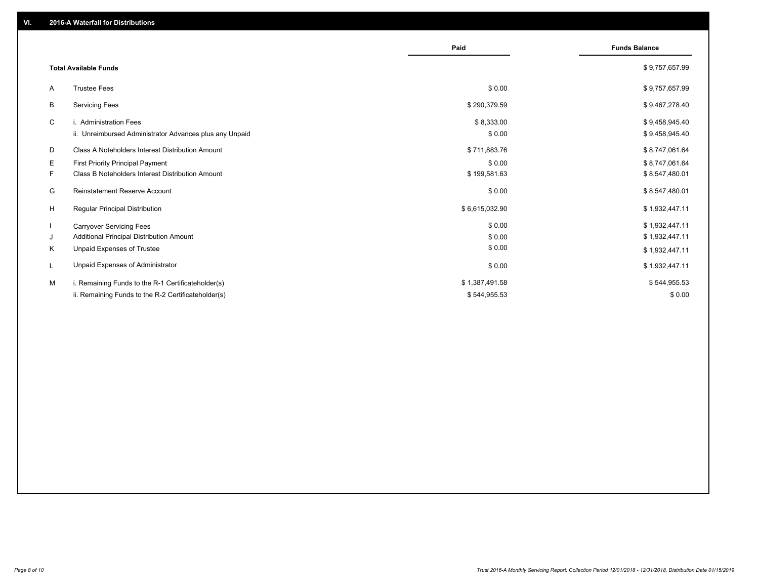## VI. 2016-A Waterfall for Distributions

| | | Paid | Funds Balance |
|---|---|---|---|
| | **Total Available Funds** | | $ 9,757,657.99 |
| A | Trustee Fees | $ 0.00 | $ 9,757,657.99 |
| B | Servicing Fees | $ 290,379.59 | $ 9,467,278.40 |
| C | i. Administration Fees | $ 8,333.00 | $ 9,458,945.40 |
| | ii. Unreimbursed Administrator Advances plus any Unpaid | $ 0.00 | $ 9,458,945.40 |
| D | Class A Noteholders Interest Distribution Amount | $ 711,883.76 | $ 8,747,061.64 |
| E | First Priority Principal Payment | $ 0.00 | $ 8,747,061.64 |
| F | Class B Noteholders Interest Distribution Amount | $ 199,581.63 | $ 8,547,480.01 |
| G | Reinstatement Reserve Account | $ 0.00 | $ 8,547,480.01 |
| H | Regular Principal Distribution | $ 6,615,032.90 | $ 1,932,447.11 |
| I | Carryover Servicing Fees | $ 0.00 | $ 1,932,447.11 |
| J | Additional Principal Distribution Amount | $ 0.00 | $ 1,932,447.11 |
| K | Unpaid Expenses of Trustee | $ 0.00 | $ 1,932,447.11 |
| L | Unpaid Expenses of Administrator | $ 0.00 | $ 1,932,447.11 |
| M | i. Remaining Funds to the R-1 Certificateholder(s) | $ 1,387,491.58 | $ 544,955.53 |
| | ii. Remaining Funds to the R-2 Certificateholder(s) | $ 544,955.53 | $ 0.00 |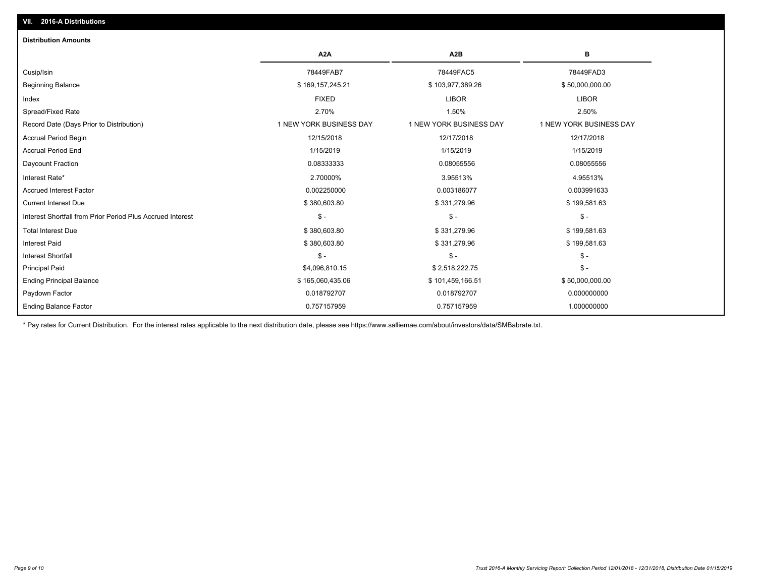## VII. 2016-A Distributions

### Distribution Amounts

| | A2A | A2B | B |
|---|---|---|---|
| Cusip/Isin | 78449FAB7 | 78449FAC5 | 78449FAD3 |
| Beginning Balance | $ 169,157,245.21 | $ 103,977,389.26 | $ 50,000,000.00 |
| Index | FIXED | LIBOR | LIBOR |
| Spread/Fixed Rate | 2.70% | 1.50% | 2.50% |
| Record Date (Days Prior to Distribution) | 1 NEW YORK BUSINESS DAY | 1 NEW YORK BUSINESS DAY | 1 NEW YORK BUSINESS DAY |
| Accrual Period Begin | 12/15/2018 | 12/17/2018 | 12/17/2018 |
| Accrual Period End | 1/15/2019 | 1/15/2019 | 1/15/2019 |
| Daycount Fraction | 0.08333333 | 0.08055556 | 0.08055556 |
| Interest Rate* | 2.70000% | 3.95513% | 4.95513% |
| Accrued Interest Factor | 0.002250000 | 0.003186077 | 0.003991633 |
| Current Interest Due | $ 380,603.80 | $ 331,279.96 | $ 199,581.63 |
| Interest Shortfall from Prior Period Plus Accrued Interest | $ - | $ - | $ - |
| Total Interest Due | $ 380,603.80 | $ 331,279.96 | $ 199,581.63 |
| Interest Paid | $ 380,603.80 | $ 331,279.96 | $ 199,581.63 |
| Interest Shortfall | $ - | $ - | $ - |
| Principal Paid | $4,096,810.15 | $ 2,518,222.75 | $ - |
| Ending Principal Balance | $ 165,060,435.06 | $ 101,459,166.51 | $ 50,000,000.00 |
| Paydown Factor | 0.018792707 | 0.018792707 | 0.000000000 |
| Ending Balance Factor | 0.757157959 | 0.757157959 | 1.000000000 |

* Pay rates for Current Distribution. For the interest rates applicable to the next distribution date, please see https://www.salliemae.com/about/investors/data/SMBabrate.txt.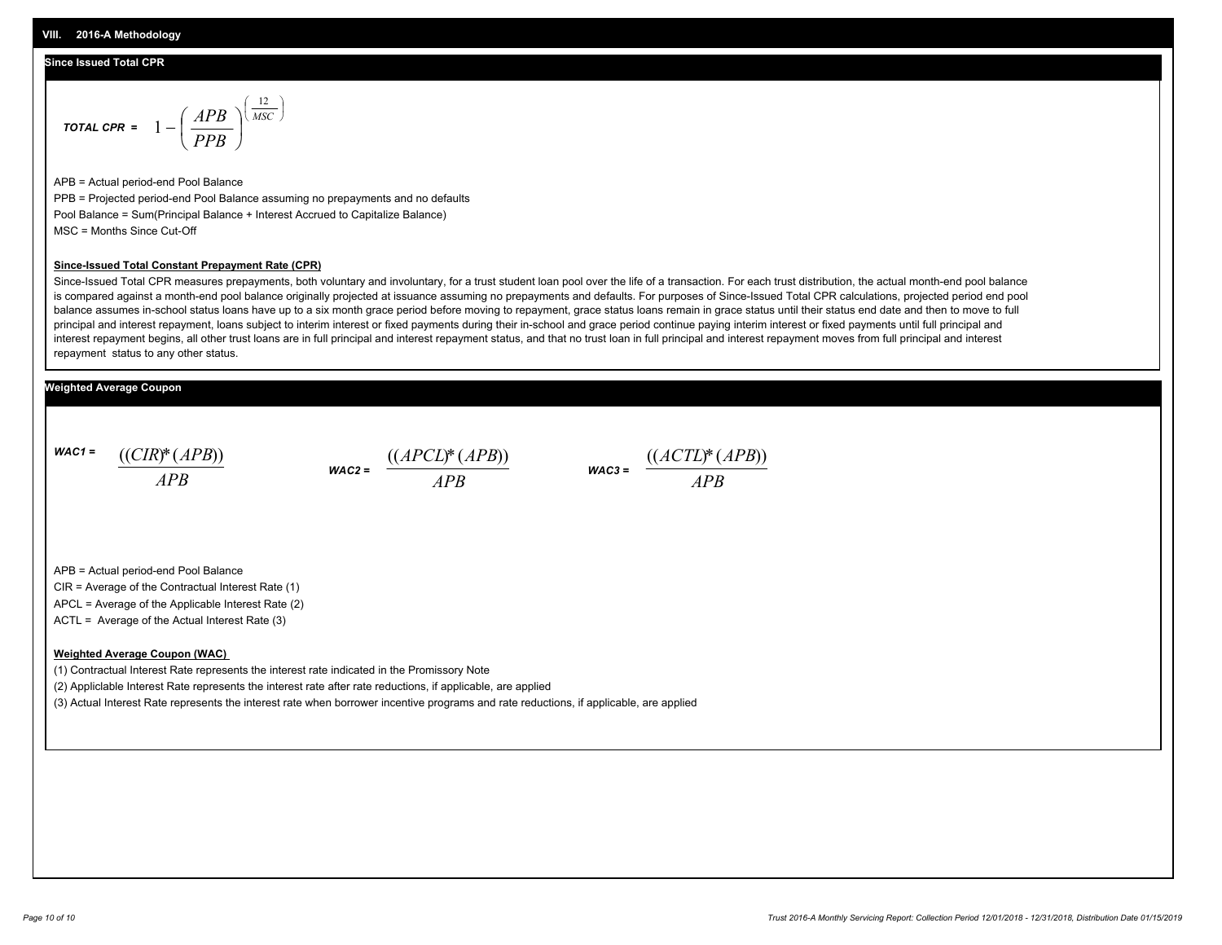## VIII. 2016-A Methodology

### Since Issued Total CPR

$$\textbf{TOTAL CPR} = 1 - \left(\frac{APB}{PPB}\right)^{\left(\frac{12}{MSC}\right)}$$

APB = Actual period-end Pool Balance

PPB = Projected period-end Pool Balance assuming no prepayments and no defaults

Pool Balance = Sum(Principal Balance + Interest Accrued to Capitalize Balance)

MSC = Months Since Cut-Off

**Since-Issued Total Constant Prepayment Rate (CPR)**

Since-Issued Total CPR measures prepayments, both voluntary and involuntary, for a trust student loan pool over the life of a transaction. For each trust distribution, the actual month-end pool balance is compared against a month-end pool balance originally projected at issuance assuming no prepayments and defaults. For purposes of Since-Issued Total CPR calculations, projected period end pool balance assumes in-school status loans have up to a six month grace period before moving to repayment, grace status loans remain in grace status until their status end date and then to move to full principal and interest repayment, loans subject to interim interest or fixed payments during their in-school and grace period continue paying interim interest or fixed payments until full principal and interest repayment begins, all other trust loans are in full principal and interest repayment status, and that no trust loan in full principal and interest repayment moves from full principal and interest repayment status to any other status.

### Weighted Average Coupon

$$\textbf{WAC1} = \frac{((CIR)*(APB))}{APB} \qquad \textbf{WAC2} = \frac{((APCL)*(APB))}{APB} \qquad \textbf{WAC3} = \frac{((ACTL)*(APB))}{APB}$$

APB = Actual period-end Pool Balance

CIR = Average of the Contractual Interest Rate (1)

APCL = Average of the Applicable Interest Rate (2)

ACTL = Average of the Actual Interest Rate (3)

**Weighted Average Coupon (WAC)**

(1) Contractual Interest Rate represents the interest rate indicated in the Promissory Note

(2) Appliclable Interest Rate represents the interest rate after rate reductions, if applicable, are applied

(3) Actual Interest Rate represents the interest rate when borrower incentive programs and rate reductions, if applicable, are applied